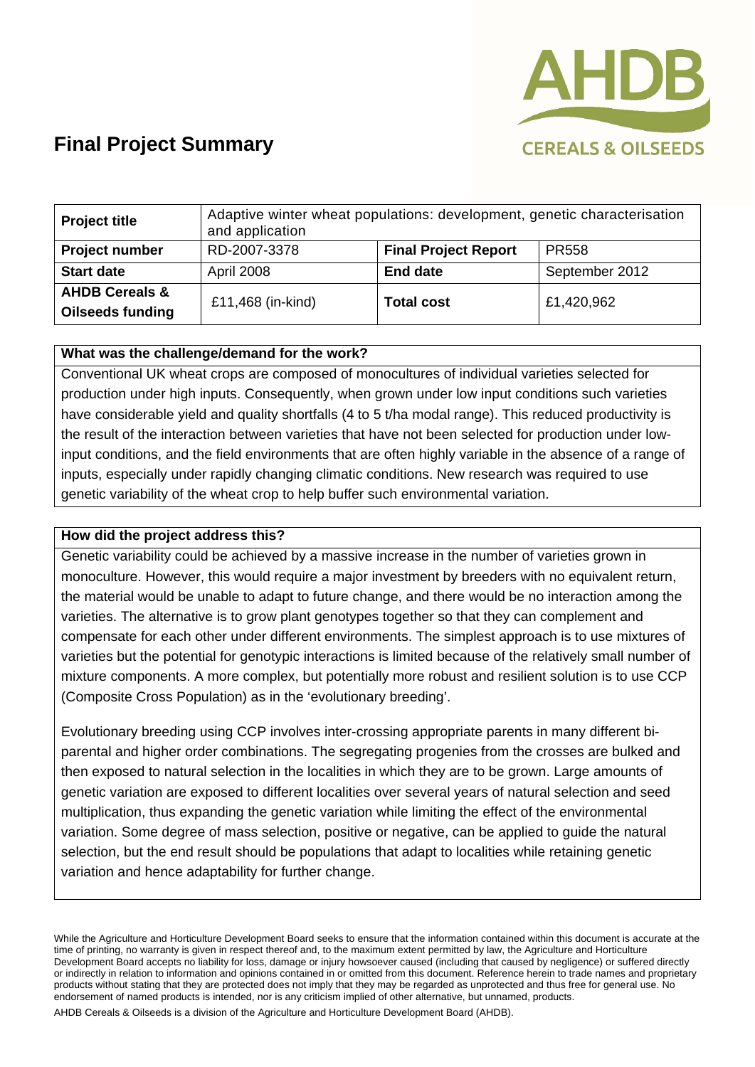# Final Project Summary

| Project title | Adaptive winter wheat populations: development, genetic characterisation and application | | |
|---|---|---|---|
| **Project number** | RD-2007-3378 | **Final Project Report** | PR558 |
| **Start date** | April 2008 | **End date** | September 2012 |
| **AHDB Cereals & Oilseeds funding** | £11,468 (in-kind) | **Total cost** | £1,420,962 |

### What was the challenge/demand for the work?

Conventional UK wheat crops are composed of monocultures of individual varieties selected for production under high inputs. Consequently, when grown under low input conditions such varieties have considerable yield and quality shortfalls (4 to 5 t/ha modal range). This reduced productivity is the result of the interaction between varieties that have not been selected for production under low-input conditions, and the field environments that are often highly variable in the absence of a range of inputs, especially under rapidly changing climatic conditions. New research was required to use genetic variability of the wheat crop to help buffer such environmental variation.

### How did the project address this?

Genetic variability could be achieved by a massive increase in the number of varieties grown in monoculture. However, this would require a major investment by breeders with no equivalent return, the material would be unable to adapt to future change, and there would be no interaction among the varieties. The alternative is to grow plant genotypes together so that they can complement and compensate for each other under different environments. The simplest approach is to use mixtures of varieties but the potential for genotypic interactions is limited because of the relatively small number of mixture components. A more complex, but potentially more robust and resilient solution is to use CCP (Composite Cross Population) as in the 'evolutionary breeding'.

Evolutionary breeding using CCP involves inter-crossing appropriate parents in many different bi-parental and higher order combinations. The segregating progenies from the crosses are bulked and then exposed to natural selection in the localities in which they are to be grown. Large amounts of genetic variation are exposed to different localities over several years of natural selection and seed multiplication, thus expanding the genetic variation while limiting the effect of the environmental variation. Some degree of mass selection, positive or negative, can be applied to guide the natural selection, but the end result should be populations that adapt to localities while retaining genetic variation and hence adaptability for further change.

While the Agriculture and Horticulture Development Board seeks to ensure that the information contained within this document is accurate at the time of printing, no warranty is given in respect thereof and, to the maximum extent permitted by law, the Agriculture and Horticulture Development Board accepts no liability for loss, damage or injury howsoever caused (including that caused by negligence) or suffered directly or indirectly in relation to information and opinions contained in or omitted from this document. Reference herein to trade names and proprietary products without stating that they are protected does not imply that they may be regarded as unprotected and thus free for general use. No endorsement of named products is intended, nor is any criticism implied of other alternative, but unnamed, products.

AHDB Cereals & Oilseeds is a division of the Agriculture and Horticulture Development Board (AHDB).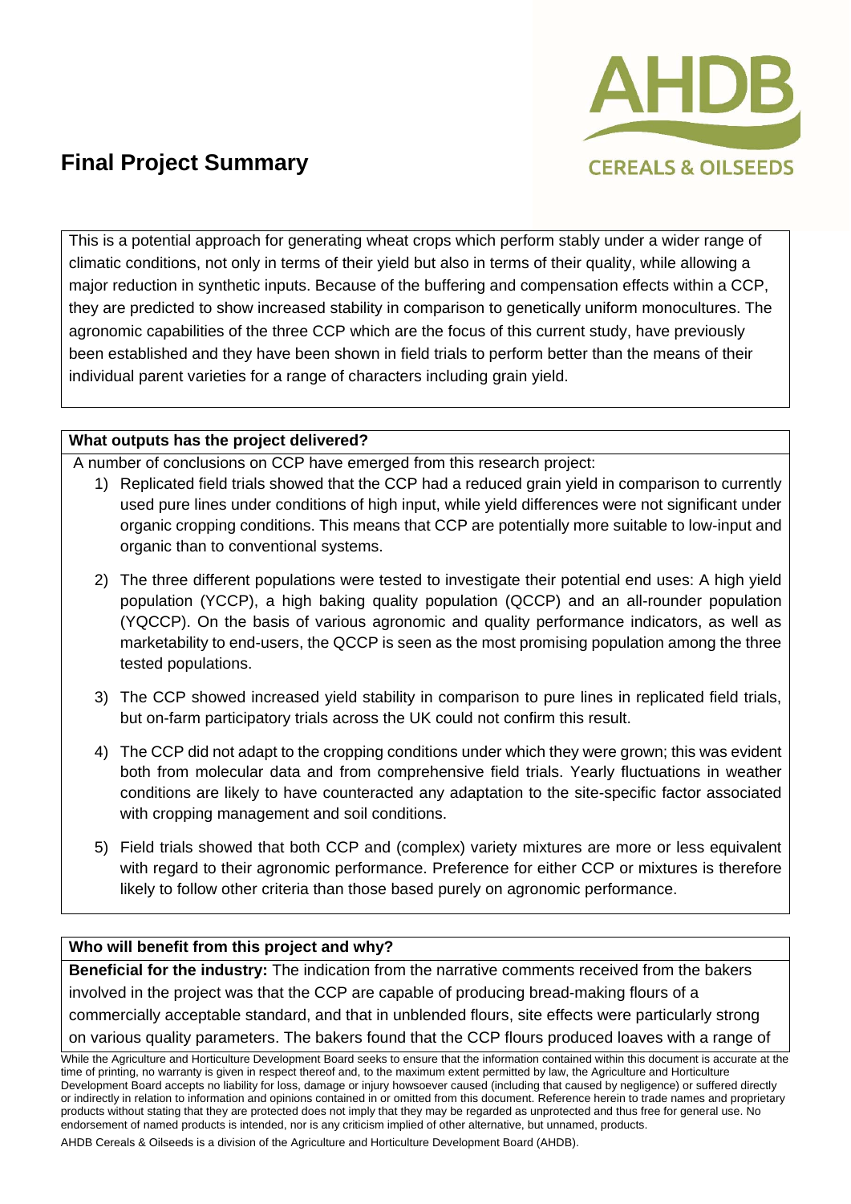# Final Project Summary

This is a potential approach for generating wheat crops which perform stably under a wider range of climatic conditions, not only in terms of their yield but also in terms of their quality, while allowing a major reduction in synthetic inputs. Because of the buffering and compensation effects within a CCP, they are predicted to show increased stability in comparison to genetically uniform monocultures. The agronomic capabilities of the three CCP which are the focus of this current study, have previously been established and they have been shown in field trials to perform better than the means of their individual parent varieties for a range of characters including grain yield.

**What outputs has the project delivered?**

A number of conclusions on CCP have emerged from this research project:

1) Replicated field trials showed that the CCP had a reduced grain yield in comparison to currently used pure lines under conditions of high input, while yield differences were not significant under organic cropping conditions. This means that CCP are potentially more suitable to low-input and organic than to conventional systems.

2) The three different populations were tested to investigate their potential end uses: A high yield population (YCCP), a high baking quality population (QCCP) and an all-rounder population (YQCCP). On the basis of various agronomic and quality performance indicators, as well as marketability to end-users, the QCCP is seen as the most promising population among the three tested populations.

3) The CCP showed increased yield stability in comparison to pure lines in replicated field trials, but on-farm participatory trials across the UK could not confirm this result.

4) The CCP did not adapt to the cropping conditions under which they were grown; this was evident both from molecular data and from comprehensive field trials. Yearly fluctuations in weather conditions are likely to have counteracted any adaptation to the site-specific factor associated with cropping management and soil conditions.

5) Field trials showed that both CCP and (complex) variety mixtures are more or less equivalent with regard to their agronomic performance. Preference for either CCP or mixtures is therefore likely to follow other criteria than those based purely on agronomic performance.

**Who will benefit from this project and why?**

**Beneficial for the industry:** The indication from the narrative comments received from the bakers involved in the project was that the CCP are capable of producing bread-making flours of a commercially acceptable standard, and that in unblended flours, site effects were particularly strong on various quality parameters. The bakers found that the CCP flours produced loaves with a range of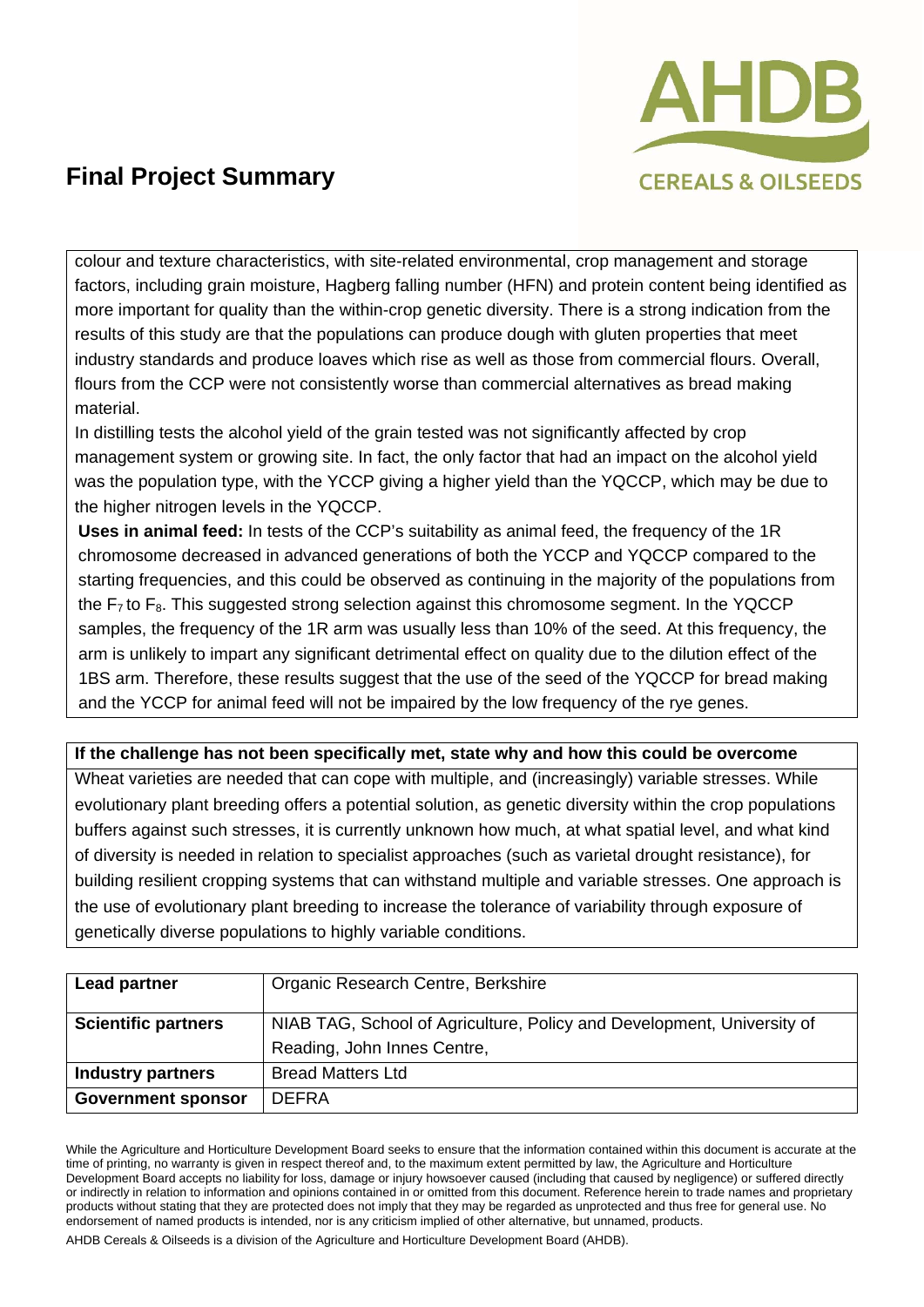# Final Project Summary

colour and texture characteristics, with site-related environmental, crop management and storage factors, including grain moisture, Hagberg falling number (HFN) and protein content being identified as more important for quality than the within-crop genetic diversity. There is a strong indication from the results of this study are that the populations can produce dough with gluten properties that meet industry standards and produce loaves which rise as well as those from commercial flours. Overall, flours from the CCP were not consistently worse than commercial alternatives as bread making material.

In distilling tests the alcohol yield of the grain tested was not significantly affected by crop management system or growing site. In fact, the only factor that had an impact on the alcohol yield was the population type, with the YCCP giving a higher yield than the YQCCP, which may be due to the higher nitrogen levels in the YQCCP.

**Uses in animal feed:** In tests of the CCP's suitability as animal feed, the frequency of the 1R chromosome decreased in advanced generations of both the YCCP and YQCCP compared to the starting frequencies, and this could be observed as continuing in the majority of the populations from the $F_7$ to $F_8$. This suggested strong selection against this chromosome segment. In the YQCCP samples, the frequency of the 1R arm was usually less than 10% of the seed. At this frequency, the arm is unlikely to impart any significant detrimental effect on quality due to the dilution effect of the 1BS arm. Therefore, these results suggest that the use of the seed of the YQCCP for bread making and the YCCP for animal feed will not be impaired by the low frequency of the rye genes.

**If the challenge has not been specifically met, state why and how this could be overcome**

Wheat varieties are needed that can cope with multiple, and (increasingly) variable stresses. While evolutionary plant breeding offers a potential solution, as genetic diversity within the crop populations buffers against such stresses, it is currently unknown how much, at what spatial level, and what kind of diversity is needed in relation to specialist approaches (such as varietal drought resistance), for building resilient cropping systems that can withstand multiple and variable stresses. One approach is the use of evolutionary plant breeding to increase the tolerance of variability through exposure of genetically diverse populations to highly variable conditions.

| | |
|---|---|
| **Lead partner** | Organic Research Centre, Berkshire |
| **Scientific partners** | NIAB TAG, School of Agriculture, Policy and Development, University of Reading, John Innes Centre, |
| **Industry partners** | Bread Matters Ltd |
| **Government sponsor** | DEFRA |

While the Agriculture and Horticulture Development Board seeks to ensure that the information contained within this document is accurate at the time of printing, no warranty is given in respect thereof and, to the maximum extent permitted by law, the Agriculture and Horticulture Development Board accepts no liability for loss, damage or injury howsoever caused (including that caused by negligence) or suffered directly or indirectly in relation to information and opinions contained in or omitted from this document. Reference herein to trade names and proprietary products without stating that they are protected does not imply that they may be regarded as unprotected and thus free for general use. No endorsement of named products is intended, nor is any criticism implied of other alternative, but unnamed, products.

AHDB Cereals & Oilseeds is a division of the Agriculture and Horticulture Development Board (AHDB).